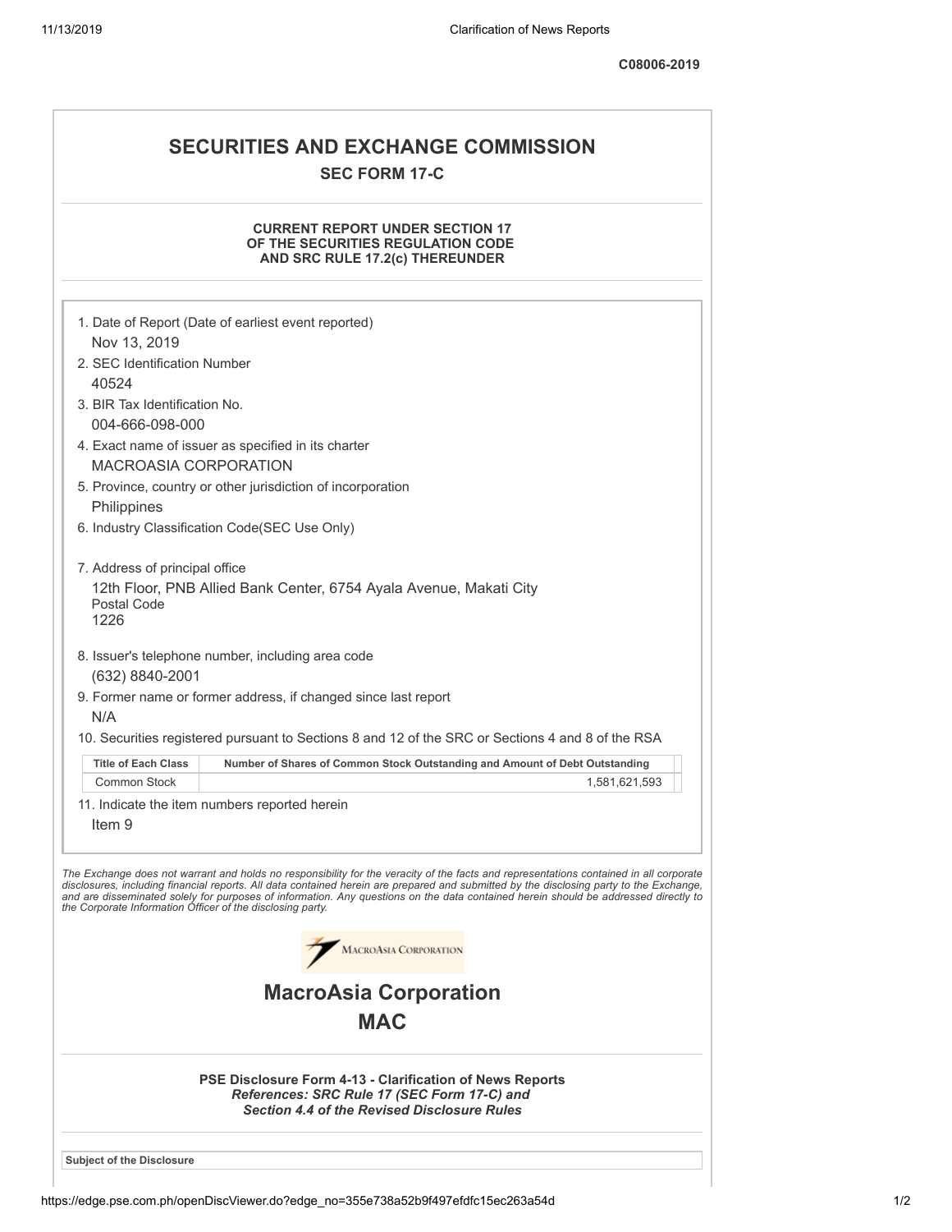C08006-2019

# SECURITIES AND EXCHANGE COMMISSION

## SEC FORM 17-C

**CURRENT REPORT UNDER SECTION 17 OF THE SECURITIES REGULATION CODE AND SRC RULE 17.2(c) THEREUNDER**

1. Date of Report (Date of earliest event reported)
   Nov 13, 2019
2. SEC Identification Number
   40524
3. BIR Tax Identification No.
   004-666-098-000
4. Exact name of issuer as specified in its charter
   MACROASIA CORPORATION
5. Province, country or other jurisdiction of incorporation
   Philippines
6. Industry Classification Code(SEC Use Only)

7. Address of principal office
   12th Floor, PNB Allied Bank Center, 6754 Ayala Avenue, Makati City
   Postal Code
   1226
8. Issuer's telephone number, including area code
   (632) 8840-2001
9. Former name or former address, if changed since last report
   N/A
10. Securities registered pursuant to Sections 8 and 12 of the SRC or Sections 4 and 8 of the RSA

| Title of Each Class | Number of Shares of Common Stock Outstanding and Amount of Debt Outstanding |
|---|---|
| Common Stock | 1,581,621,593 |

11. Indicate the item numbers reported herein
    Item 9

*The Exchange does not warrant and holds no responsibility for the veracity of the facts and representations contained in all corporate disclosures, including financial reports. All data contained herein are prepared and submitted by the disclosing party to the Exchange, and are disseminated solely for purposes of information. Any questions on the data contained herein should be addressed directly to the Corporate Information Officer of the disclosing party.*

MacroAsia Corporation

# MacroAsia Corporation

# MAC

**PSE Disclosure Form 4-13 - Clarification of News Reports**
***References: SRC Rule 17 (SEC Form 17-C) and Section 4.4 of the Revised Disclosure Rules***

**Subject of the Disclosure**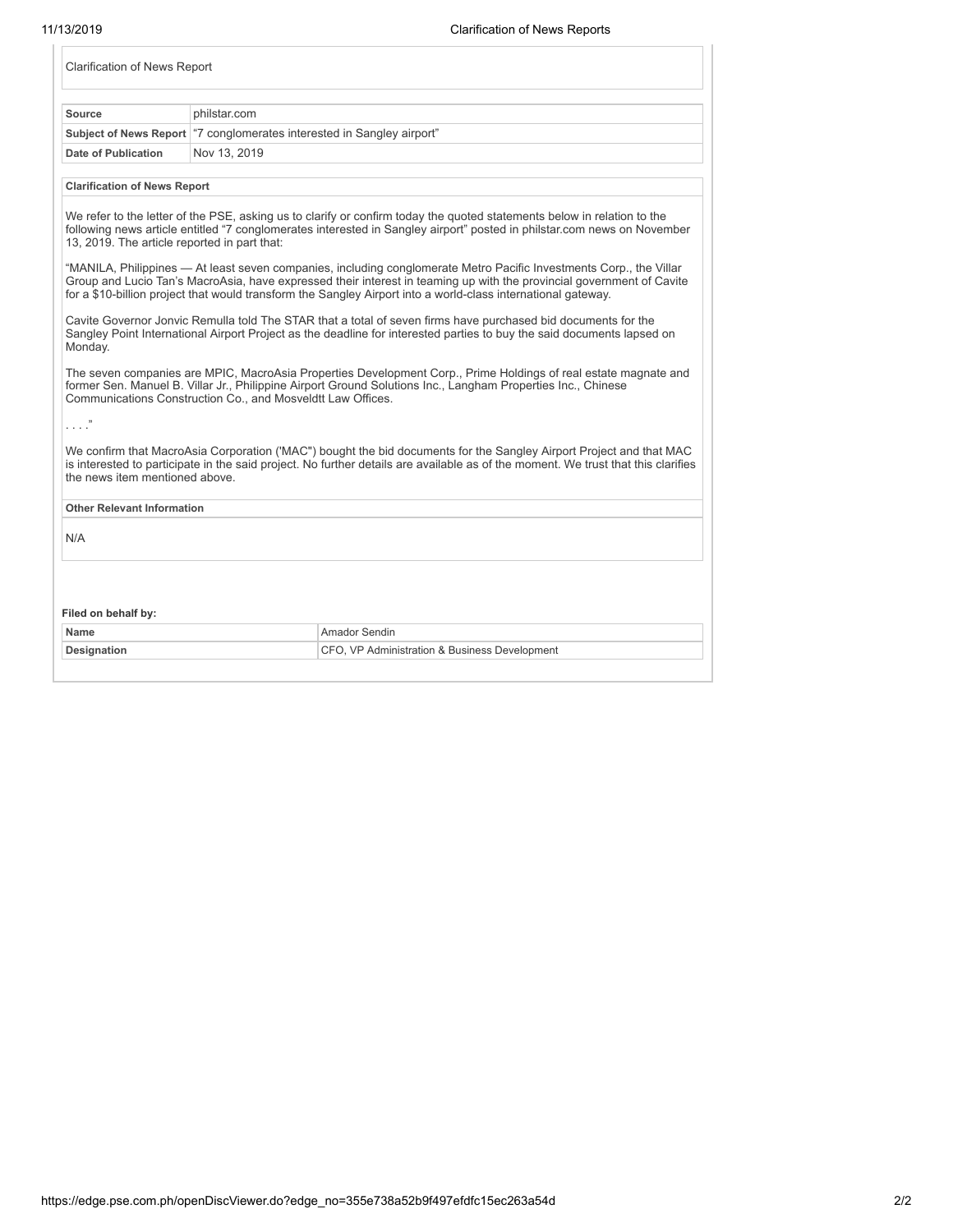Clarification of News Report

| | |
|---|---|
| **Source** | philstar.com |
| **Subject of News Report** | “7 conglomerates interested in Sangley airport” |
| **Date of Publication** | Nov 13, 2019 |

**Clarification of News Report**

We refer to the letter of the PSE, asking us to clarify or confirm today the quoted statements below in relation to the following news article entitled “7 conglomerates interested in Sangley airport” posted in philstar.com news on November 13, 2019. The article reported in part that:

“MANILA, Philippines — At least seven companies, including conglomerate Metro Pacific Investments Corp., the Villar Group and Lucio Tan’s MacroAsia, have expressed their interest in teaming up with the provincial government of Cavite for a $10-billion project that would transform the Sangley Airport into a world-class international gateway.

Cavite Governor Jonvic Remulla told The STAR that a total of seven firms have purchased bid documents for the Sangley Point International Airport Project as the deadline for interested parties to buy the said documents lapsed on Monday.

The seven companies are MPIC, MacroAsia Properties Development Corp., Prime Holdings of real estate magnate and former Sen. Manuel B. Villar Jr., Philippine Airport Ground Solutions Inc., Langham Properties Inc., Chinese Communications Construction Co., and Mosveldtt Law Offices.

. . . .”

We confirm that MacroAsia Corporation ('MAC") bought the bid documents for the Sangley Airport Project and that MAC is interested to participate in the said project. No further details are available as of the moment. We trust that this clarifies the news item mentioned above.

**Other Relevant Information**

N/A

**Filed on behalf by:**

| | |
|---|---|
| **Name** | Amador Sendin |
| **Designation** | CFO, VP Administration & Business Development |